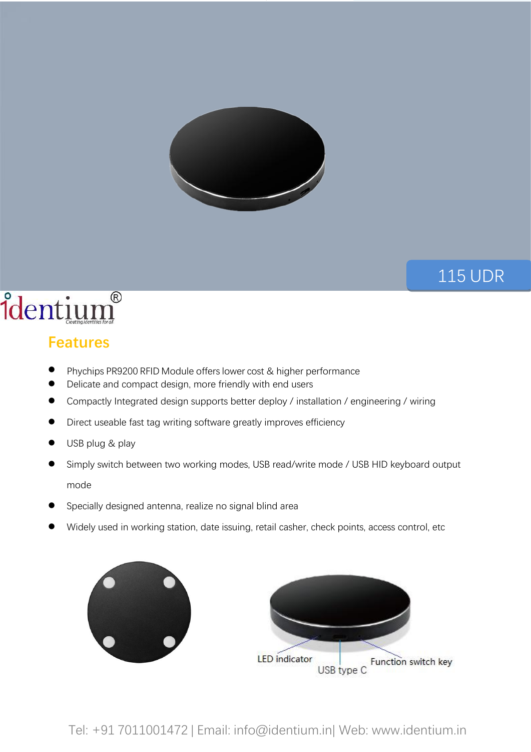115 UDR

identium®
Creating identities for all

## Features

- Phychips PR9200 RFID Module offers lower cost & higher performance
- Delicate and compact design, more friendly with end users
- Compactly Integrated design supports better deploy / installation / engineering / wiring
- Direct useable fast tag writing software greatly improves efficiency
- USB plug & play
- Simply switch between two working modes, USB read/write mode / USB HID keyboard output mode
- Specially designed antenna, realize no signal blind area
- Widely used in working station, date issuing, retail casher, check points, access control, etc

LED indicator

USB type C

Function switch key

Tel: +91 7011001472 | Email: info@identium.in| Web: www.identium.in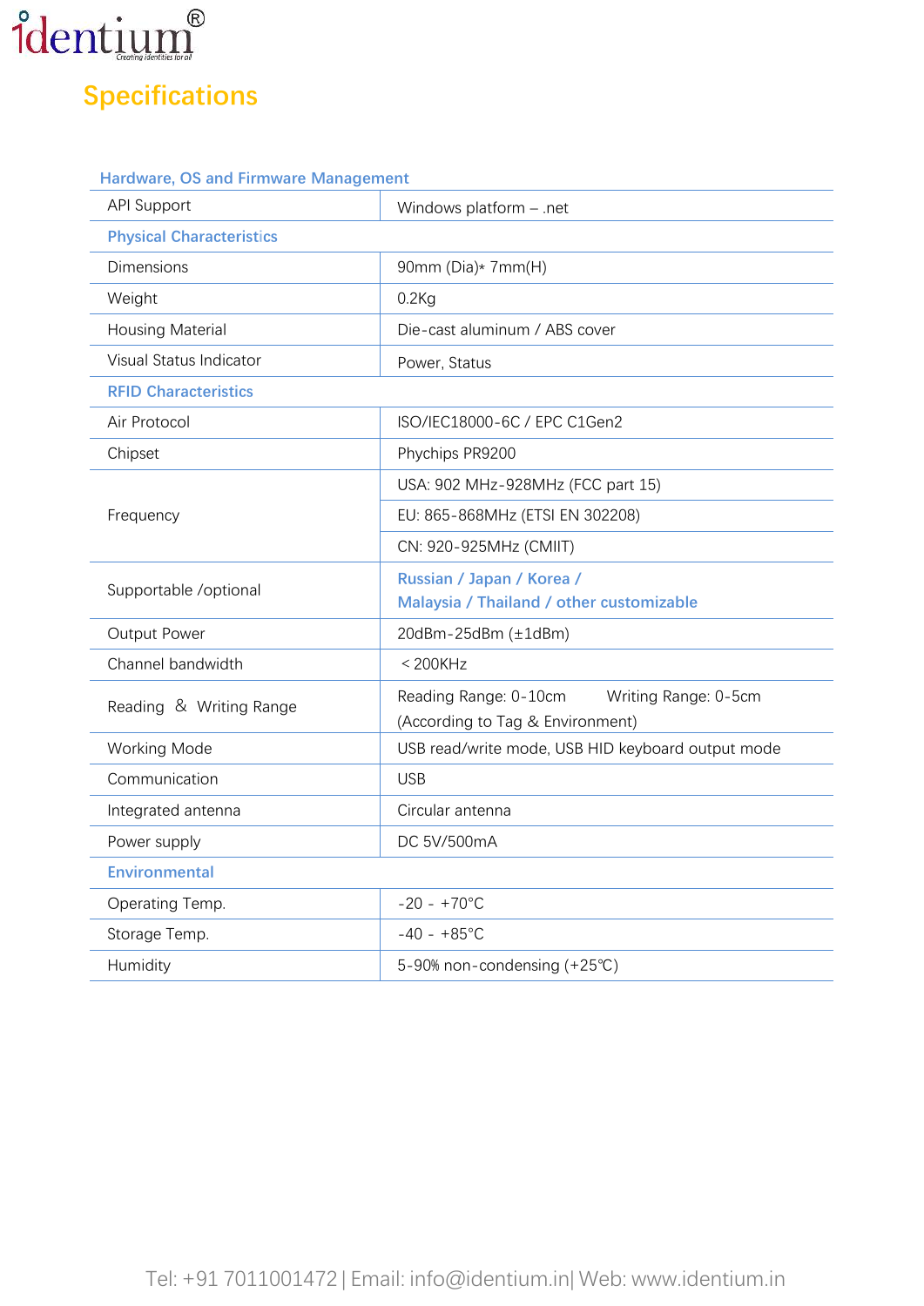## Specifications

| | |
|---|---|
| **Hardware, OS and Firmware Management** | |
| API Support | Windows platform – .net |
| **Physical Characteristics** | |
| Dimensions | 90mm (Dia)* 7mm(H) |
| Weight | 0.2Kg |
| Housing Material | Die-cast aluminum / ABS cover |
| Visual Status Indicator | Power, Status |
| **RFID Characteristics** | |
| Air Protocol | ISO/IEC18000-6C / EPC C1Gen2 |
| Chipset | Phychips PR9200 |
| Frequency | USA: 902 MHz-928MHz (FCC part 15) |
| | EU: 865-868MHz (ETSI EN 302208) |
| | CN: 920-925MHz (CMIIT) |
| Supportable /optional | **Russian / Japan / Korea / Malaysia / Thailand / other customizable** |
| Output Power | 20dBm-25dBm (±1dBm) |
| Channel bandwidth | < 200KHz |
| Reading & Writing Range | Reading Range: 0-10cm Writing Range: 0-5cm (According to Tag & Environment) |
| Working Mode | USB read/write mode, USB HID keyboard output mode |
| Communication | USB |
| Integrated antenna | Circular antenna |
| Power supply | DC 5V/500mA |
| **Environmental** | |
| Operating Temp. | -20 - +70°C |
| Storage Temp. | -40 - +85°C |
| Humidity | 5-90% non-condensing (+25℃) |

Tel: +91 7011001472 | Email: info@identium.in| Web: www.identium.in